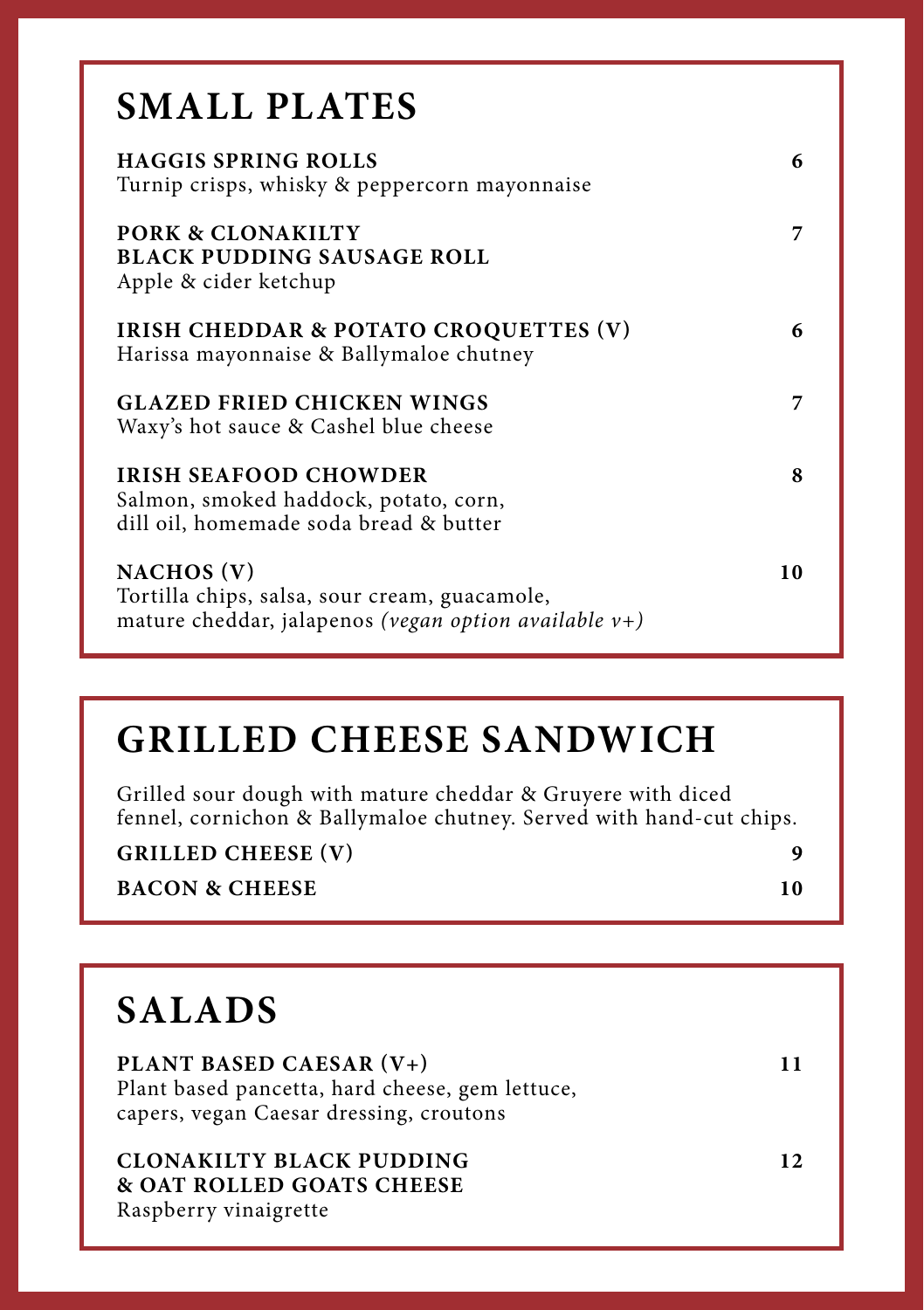## SMALL PLATES

**HAGGIS SPRING ROLLS** **6**
Turnip crisps, whisky & peppercorn mayonnaise

**PORK & CLONAKILTY BLACK PUDDING SAUSAGE ROLL** **7**
Apple & cider ketchup

**IRISH CHEDDAR & POTATO CROQUETTES (V)** **6**
Harissa mayonnaise & Ballymaloe chutney

**GLAZED FRIED CHICKEN WINGS** **7**
Waxy's hot sauce & Cashel blue cheese

**IRISH SEAFOOD CHOWDER** **8**
Salmon, smoked haddock, potato, corn, dill oil, homemade soda bread & butter

**NACHOS (V)** **10**
Tortilla chips, salsa, sour cream, guacamole, mature cheddar, jalapenos *(vegan option available v+)*

## GRILLED CHEESE SANDWICH

Grilled sour dough with mature cheddar & Gruyere with diced fennel, cornichon & Ballymaloe chutney. Served with hand-cut chips.

**GRILLED CHEESE (V)** **9**

**BACON & CHEESE** **10**

## SALADS

**PLANT BASED CAESAR (V+)** **11**
Plant based pancetta, hard cheese, gem lettuce, capers, vegan Caesar dressing, croutons

**CLONAKILTY BLACK PUDDING & OAT ROLLED GOATS CHEESE** **12**
Raspberry vinaigrette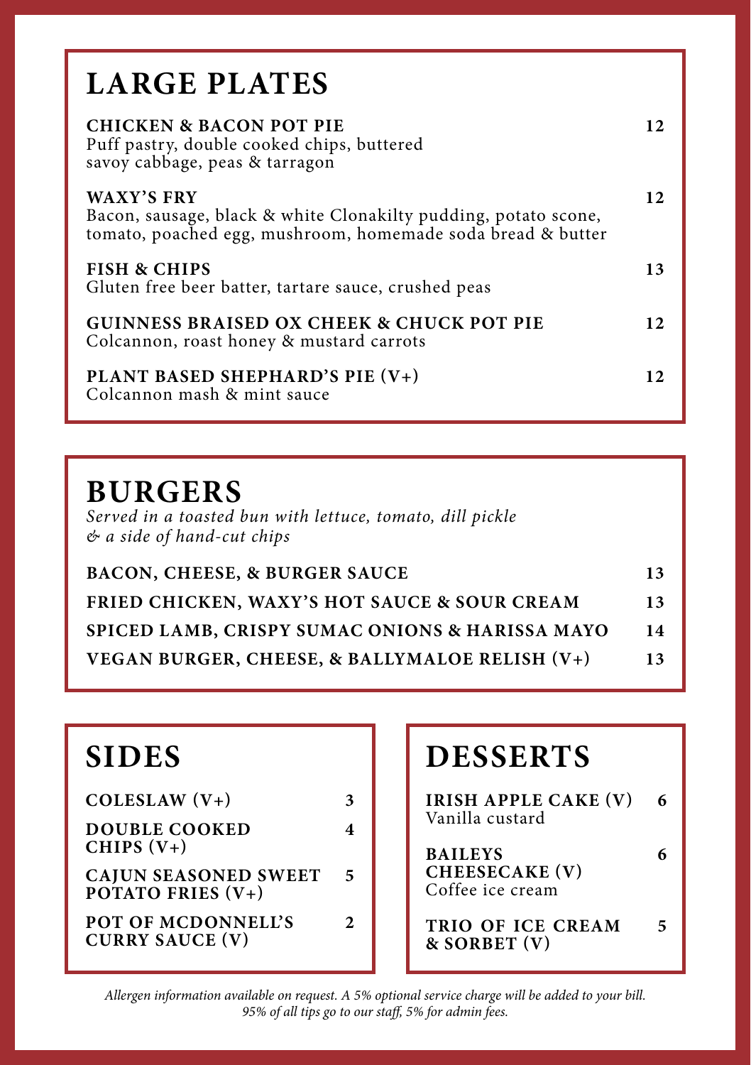## LARGE PLATES

**CHICKEN & BACON POT PIE** — **12**
Puff pastry, double cooked chips, buttered savoy cabbage, peas & tarragon

**WAXY'S FRY** — **12**
Bacon, sausage, black & white Clonakilty pudding, potato scone, tomato, poached egg, mushroom, homemade soda bread & butter

**FISH & CHIPS** — **13**
Gluten free beer batter, tartare sauce, crushed peas

**GUINNESS BRAISED OX CHEEK & CHUCK POT PIE** — **12**
Colcannon, roast honey & mustard carrots

**PLANT BASED SHEPHARD'S PIE (V+)** — **12**
Colcannon mash & mint sauce

## BURGERS

*Served in a toasted bun with lettuce, tomato, dill pickle & a side of hand-cut chips*

**BACON, CHEESE, & BURGER SAUCE** — **13**

**FRIED CHICKEN, WAXY'S HOT SAUCE & SOUR CREAM** — **13**

**SPICED LAMB, CRISPY SUMAC ONIONS & HARISSA MAYO** — **14**

**VEGAN BURGER, CHEESE, & BALLYMALOE RELISH (V+)** — **13**

## SIDES

**COLESLAW (V+)** — **3**

**DOUBLE COOKED CHIPS (V+)** — **4**

**CAJUN SEASONED SWEET POTATO FRIES (V+)** — **5**

**POT OF MCDONNELL'S CURRY SAUCE (V)** — **2**

## DESSERTS

**IRISH APPLE CAKE (V)** — **6**
Vanilla custard

**BAILEYS CHEESECAKE (V)** — **6**
Coffee ice cream

**TRIO OF ICE CREAM & SORBET (V)** — **5**

*Allergen information available on request. A 5% optional service charge will be added to your bill. 95% of all tips go to our staff, 5% for admin fees.*